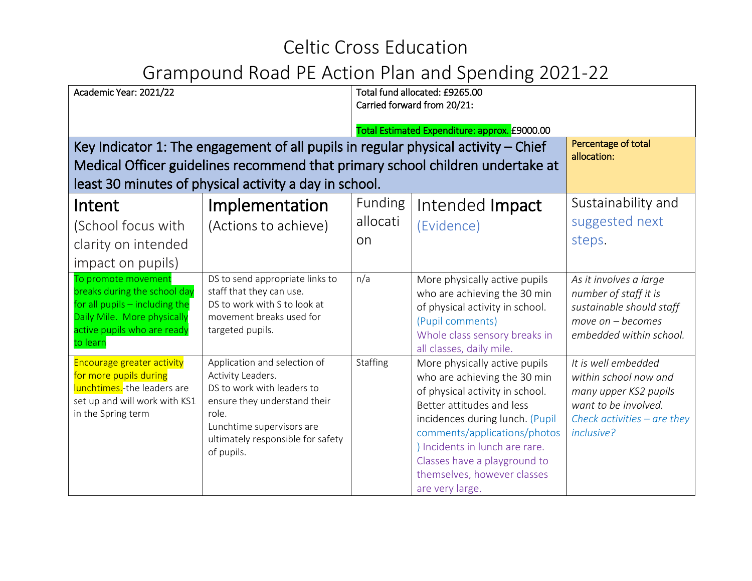# Celtic Cross Education

## Grampound Road PE Action Plan and Spending 2021-22

| | |
|---|---|
| Academic Year: 2021/22 | Total fund allocated: £9265.00<br>Carried forward from 20/21:<br><br>Total Estimated Expenditure: approx. £9000.00 |

| Key Indicator 1: The engagement of all pupils in regular physical activity – Chief Medical Officer guidelines recommend that primary school children undertake at least 30 minutes of physical activity a day in school. | | | | Percentage of total allocation: |
|---|---|---|---|---|
| **Intent**<br>(School focus with clarity on intended impact on pupils) | **Implementation**<br>(Actions to achieve) | Funding allocation | Intended **Impact**<br>(Evidence) | Sustainability and suggested next steps. |
| To promote movement breaks during the school day for all pupils – including the Daily Mile. More physically active pupils who are ready to learn | DS to send appropriate links to staff that they can use.<br>DS to work with S to look at movement breaks used for targeted pupils. | n/a | More physically active pupils who are achieving the 30 min of physical activity in school.<br>(Pupil comments)<br>Whole class sensory breaks in all classes, daily mile. | *As it involves a large number of staff it is sustainable should staff move on – becomes embedded within school.* |
| Encourage greater activity for more pupils during lunchtimes.-the leaders are set up and will work with KS1 in the Spring term | Application and selection of Activity Leaders.<br>DS to work with leaders to ensure they understand their role.<br>Lunchtime supervisors are ultimately responsible for safety of pupils. | Staffing | More physically active pupils who are achieving the 30 min of physical activity in school. Better attitudes and less incidences during lunch. (Pupil comments/applications/photos) Incidents in lunch are rare. Classes have a playground to themselves, however classes are very large. | *It is well embedded within school now and many upper KS2 pupils want to be involved.*<br>*Check activities – are they inclusive?* |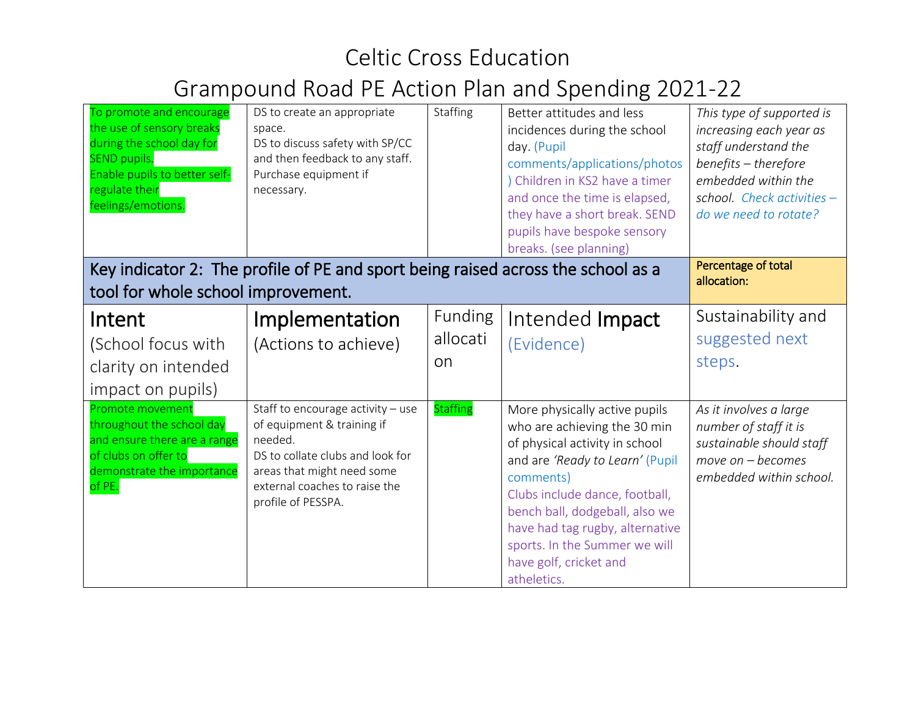# Celtic Cross Education

## Grampound Road PE Action Plan and Spending 2021-22

| | | | | |
|---|---|---|---|---|
| To promote and encourage the use of sensory breaks during the school day for SEND pupils. Enable pupils to better self-regulate their feelings/emotions. | DS to create an appropriate space.<br>DS to discuss safety with SP/CC and then feedback to any staff.<br>Purchase equipment if necessary. | Staffing | Better attitudes and less incidences during the school day. (Pupil comments/applications/photos) Children in KS2 have a timer and once the time is elapsed, they have a short break. SEND pupils have bespoke sensory breaks. (see planning) | *This type of supported is increasing each year as staff understand the benefits – therefore embedded within the school. Check activities – do we need to rotate?* |
| **Key indicator 2: The profile of PE and sport being raised across the school as a tool for whole school improvement.** | | | | Percentage of total allocation: |
| **Intent**<br>(School focus with clarity on intended impact on pupils) | **Implementation**<br>(Actions to achieve) | Funding allocation | Intended **Impact**<br>(Evidence) | Sustainability and suggested next steps. |
| Promote movement throughout the school day and ensure there are a range of clubs on offer to demonstrate the importance of PE. | Staff to encourage activity – use of equipment & training if needed.<br>DS to collate clubs and look for areas that might need some external coaches to raise the profile of PESSPA. | Staffing | More physically active pupils who are achieving the 30 min of physical activity in school and are *'Ready to Learn'* (Pupil comments)<br>Clubs include dance, football, bench ball, dodgeball, also we have had tag rugby, alternative sports. In the Summer we will have golf, cricket and atheletics. | *As it involves a large number of staff it is sustainable should staff move on – becomes embedded within school.* |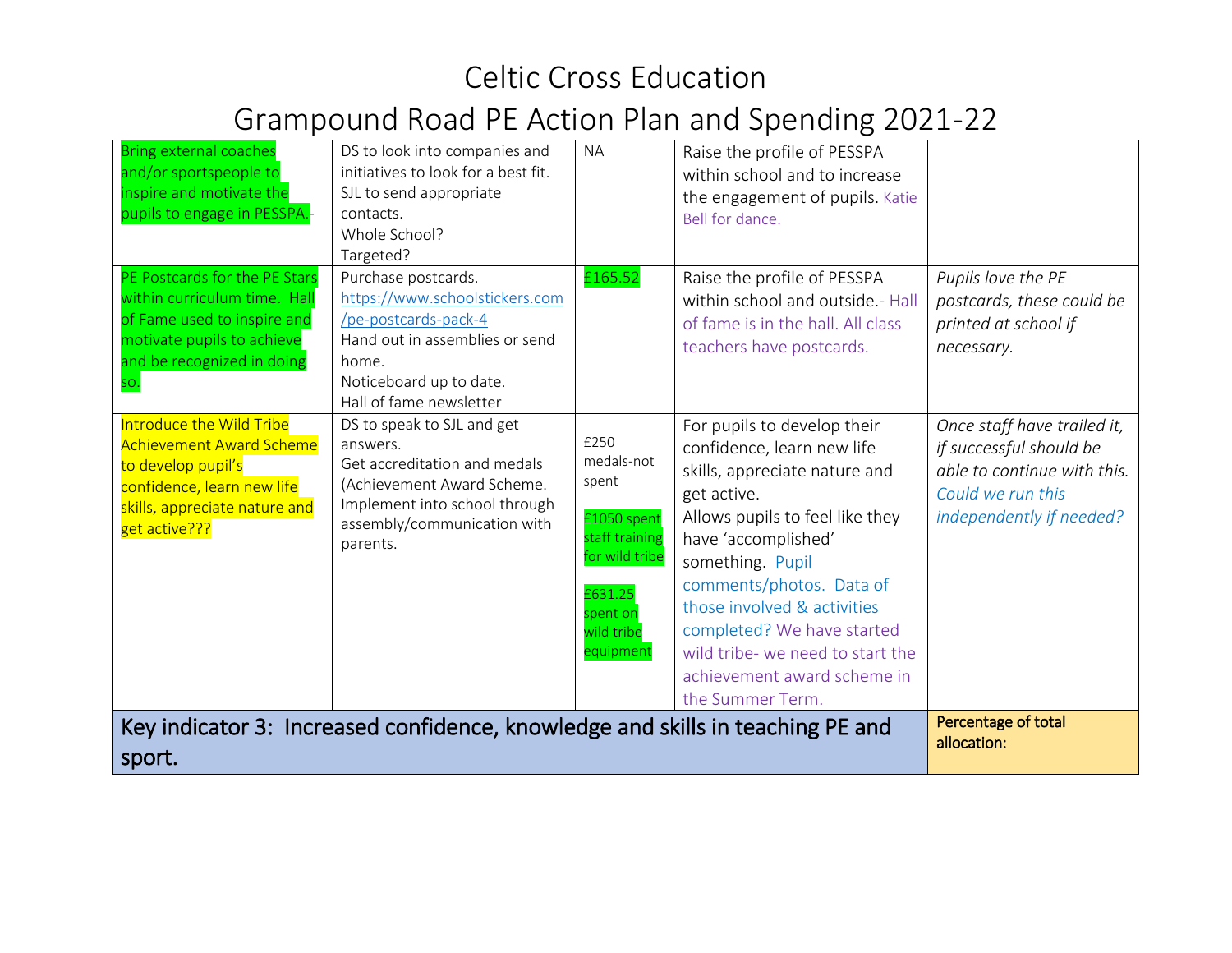# Celtic Cross Education

## Grampound Road PE Action Plan and Spending 2021-22

| | | | | |
|---|---|---|---|---|
| Bring external coaches and/or sportspeople to inspire and motivate the pupils to engage in PESSPA.- | DS to look into companies and initiatives to look for a best fit.<br>SJL to send appropriate contacts.<br>Whole School?<br>Targeted? | NA | Raise the profile of PESSPA within school and to increase the engagement of pupils. Katie Bell for dance. | |
| PE Postcards for the PE Stars within curriculum time. Hall of Fame used to inspire and motivate pupils to achieve and be recognized in doing so. | Purchase postcards.<br>https://www.schoolstickers.com/pe-postcards-pack-4<br>Hand out in assemblies or send home.<br>Noticeboard up to date.<br>Hall of fame newsletter | £165.52 | Raise the profile of PESSPA within school and outside.- Hall of fame is in the hall. All class teachers have postcards. | *Pupils love the PE postcards, these could be printed at school if necessary.* |
| Introduce the Wild Tribe Achievement Award Scheme to develop pupil's confidence, learn new life skills, appreciate nature and get active??? | DS to speak to SJL and get answers.<br>Get accreditation and medals (Achievement Award Scheme.<br>Implement into school through assembly/communication with parents. | £250 medals-not spent<br><br>£1050 spent staff training for wild tribe<br><br>£631.25 spent on wild tribe equipment | For pupils to develop their confidence, learn new life skills, appreciate nature and get active.<br>Allows pupils to feel like they have 'accomplished' something. Pupil comments/photos. Data of those involved & activities completed? We have started wild tribe- we need to start the achievement award scheme in the Summer Term. | *Once staff have trailed it, if successful should be able to continue with this. Could we run this independently if needed?* |
| **Key indicator 3: Increased confidence, knowledge and skills in teaching PE and sport.** | | | | Percentage of total allocation: |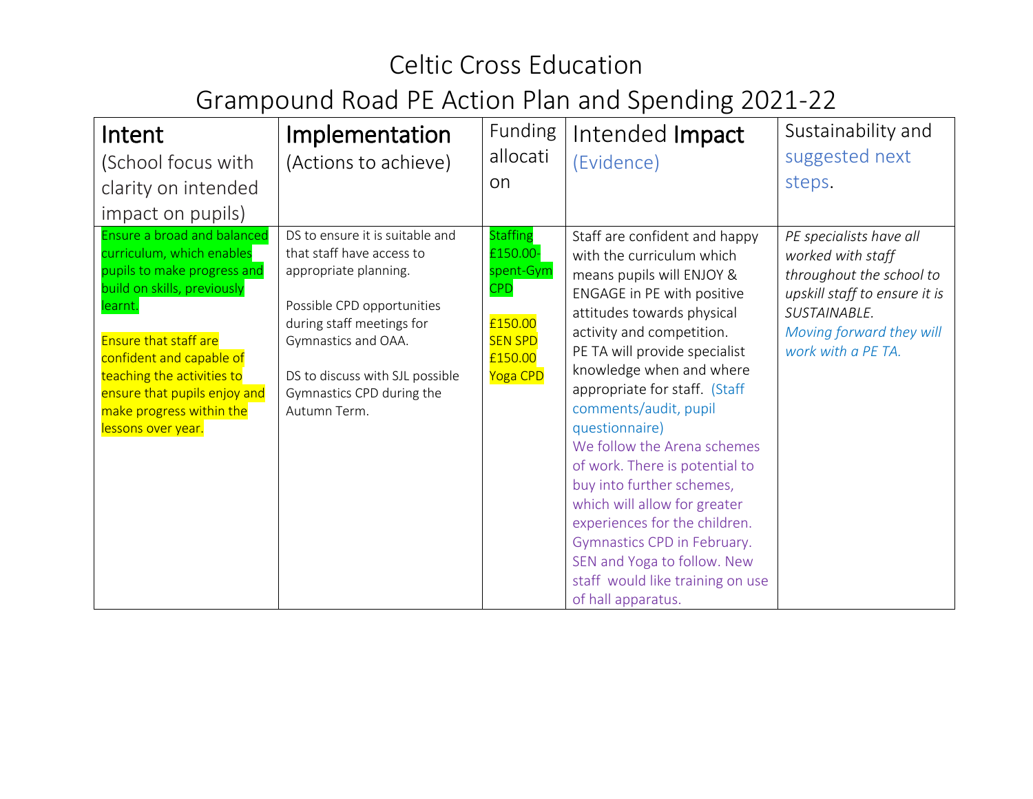# Celtic Cross Education

## Grampound Road PE Action Plan and Spending 2021-22

| **Intent** (School focus with clarity on intended impact on pupils) | **Implementation** (Actions to achieve) | Funding allocation | Intended **Impact** (Evidence) | Sustainability and suggested next steps. |
|---|---|---|---|---|
| Ensure a broad and balanced curriculum, which enables pupils to make progress and build on skills, previously learnt.<br><br>Ensure that staff are confident and capable of teaching the activities to ensure that pupils enjoy and make progress within the lessons over year. | DS to ensure it is suitable and that staff have access to appropriate planning.<br><br>Possible CPD opportunities during staff meetings for Gymnastics and OAA.<br><br>DS to discuss with SJL possible Gymnastics CPD during the Autumn Term. | Staffing £150.00-spent-Gym CPD<br><br>£150.00 SEN SPD £150.00 Yoga CPD | Staff are confident and happy with the curriculum which means pupils will ENJOY & ENGAGE in PE with positive attitudes towards physical activity and competition.<br>PE TA will provide specialist knowledge when and where appropriate for staff. (Staff comments/audit, pupil questionnaire)<br>We follow the Arena schemes of work. There is potential to buy into further schemes, which will allow for greater experiences for the children. Gymnastics CPD in February. SEN and Yoga to follow. New staff would like training on use of hall apparatus. | *PE specialists have all worked with staff throughout the school to upskill staff to ensure it is SUSTAINABLE.*<br>*Moving forward they will work with a PE TA.* |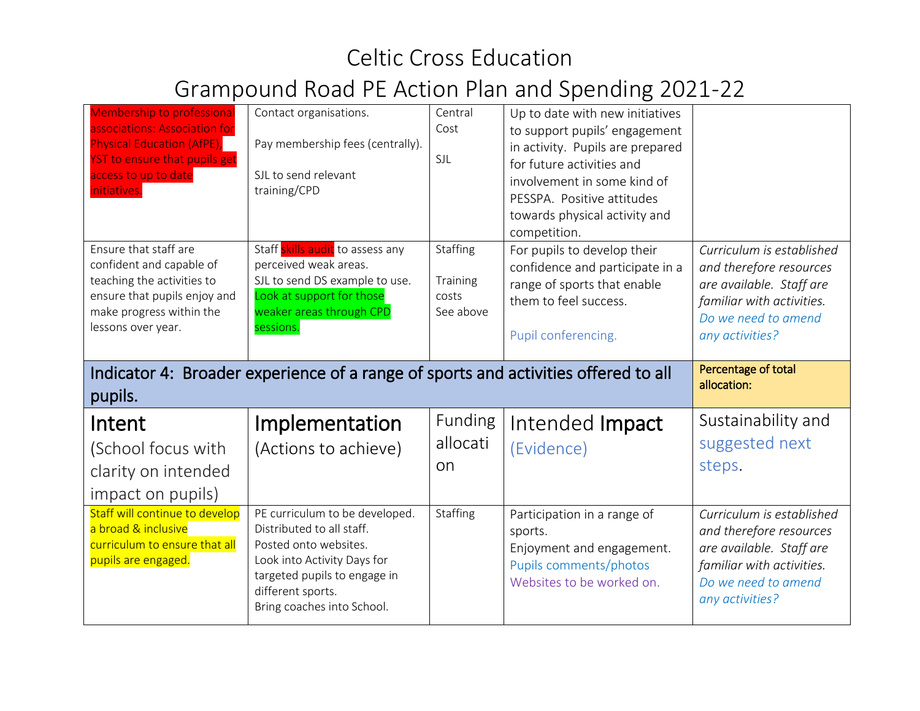# Celtic Cross Education

## Grampound Road PE Action Plan and Spending 2021-22

| | | | | |
|---|---|---|---|---|
| Membership to professional associations: Association for Physical Education (AfPE), YST to ensure that pupils get access to up to date initiatives. | Contact organisations.<br><br>Pay membership fees (centrally).<br><br>SJL to send relevant training/CPD | Central Cost<br><br>SJL | Up to date with new initiatives to support pupils' engagement in activity. Pupils are prepared for future activities and involvement in some kind of PESSPA. Positive attitudes towards physical activity and competition. | |
| Ensure that staff are confident and capable of teaching the activities to ensure that pupils enjoy and make progress within the lessons over year. | Staff skills audit to assess any perceived weak areas.<br>SJL to send DS example to use.<br>Look at support for those weaker areas through CPD sessions. | Staffing<br><br>Training costs<br>See above | For pupils to develop their confidence and participate in a range of sports that enable them to feel success.<br><br>Pupil conferencing. | *Curriculum is established and therefore resources are available. Staff are familiar with activities.*<br>*Do we need to amend any activities?* |
| **Indicator 4: Broader experience of a range of sports and activities offered to all pupils.** | | | | **Percentage of total allocation:** |
| **Intent**<br>(School focus with clarity on intended impact on pupils) | **Implementation**<br>(Actions to achieve) | Funding allocation | Intended **Impact**<br>(Evidence) | Sustainability and suggested next steps. |
| Staff will continue to develop a broad & inclusive curriculum to ensure that all pupils are engaged. | PE curriculum to be developed.<br>Distributed to all staff.<br>Posted onto websites.<br>Look into Activity Days for targeted pupils to engage in different sports.<br>Bring coaches into School. | Staffing | Participation in a range of sports.<br>Enjoyment and engagement.<br>Pupils comments/photos<br>Websites to be worked on. | *Curriculum is established and therefore resources are available. Staff are familiar with activities.*<br>*Do we need to amend any activities?* |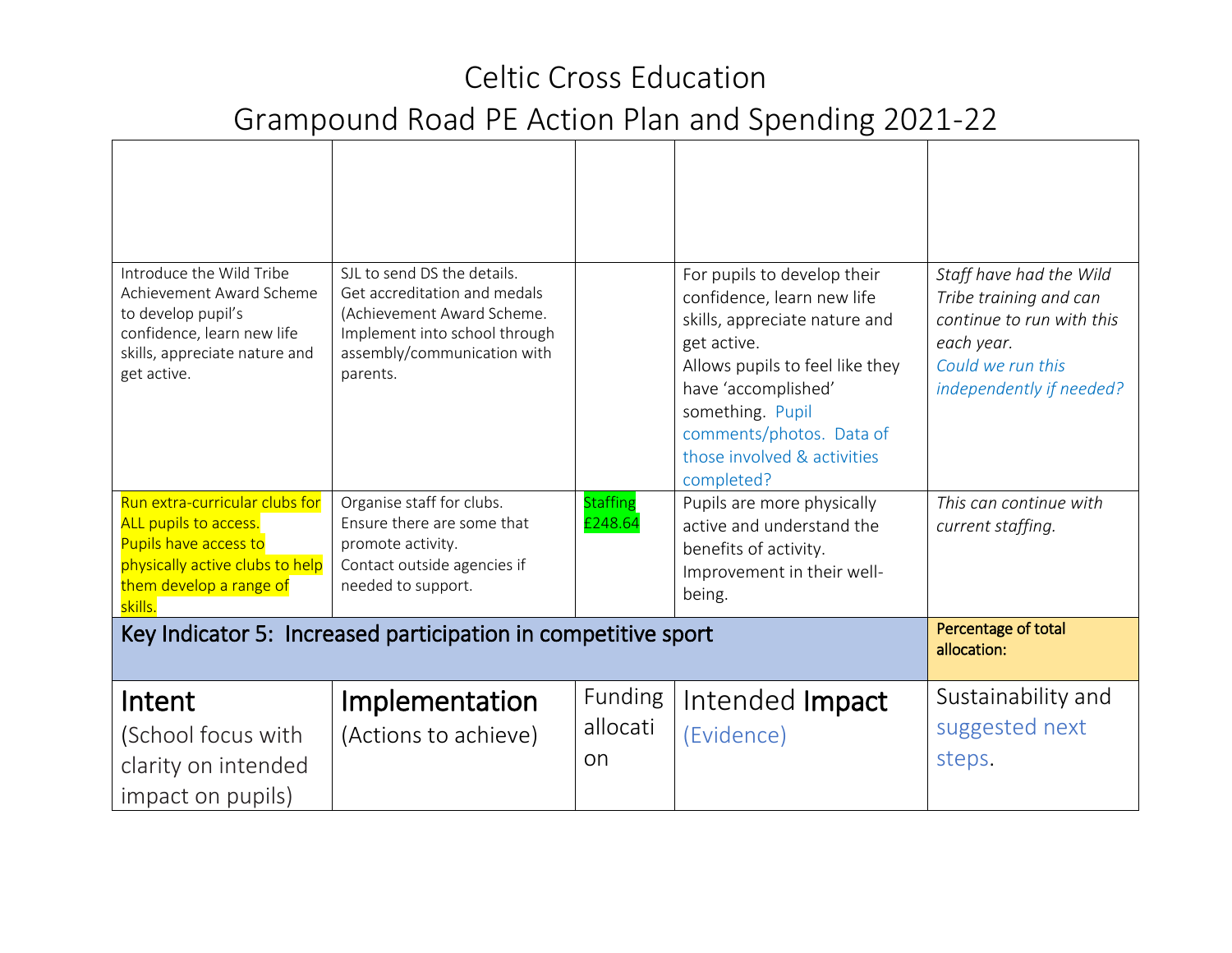# Celtic Cross Education

# Grampound Road PE Action Plan and Spending 2021-22

| | | | | |
|---|---|---|---|---|
| | | | | |
| Introduce the Wild Tribe Achievement Award Scheme to develop pupil's confidence, learn new life skills, appreciate nature and get active. | SJL to send DS the details. Get accreditation and medals (Achievement Award Scheme. Implement into school through assembly/communication with parents. | | For pupils to develop their confidence, learn new life skills, appreciate nature and get active. Allows pupils to feel like they have 'accomplished' something. Pupil comments/photos. Data of those involved & activities completed? | *Staff have had the Wild Tribe training and can continue to run with this each year.* *Could we run this independently if needed?* |
| Run extra-curricular clubs for ALL pupils to access. Pupils have access to physically active clubs to help them develop a range of skills. | Organise staff for clubs. Ensure there are some that promote activity. Contact outside agencies if needed to support. | Staffing £248.64 | Pupils are more physically active and understand the benefits of activity. Improvement in their well-being. | *This can continue with current staffing.* |
| **Key Indicator 5: Increased participation in competitive sport** | | | | **Percentage of total allocation:** |
| **Intent** (School focus with clarity on intended impact on pupils) | **Implementation** (Actions to achieve) | Funding allocation | Intended **Impact** (Evidence) | Sustainability and suggested next steps. |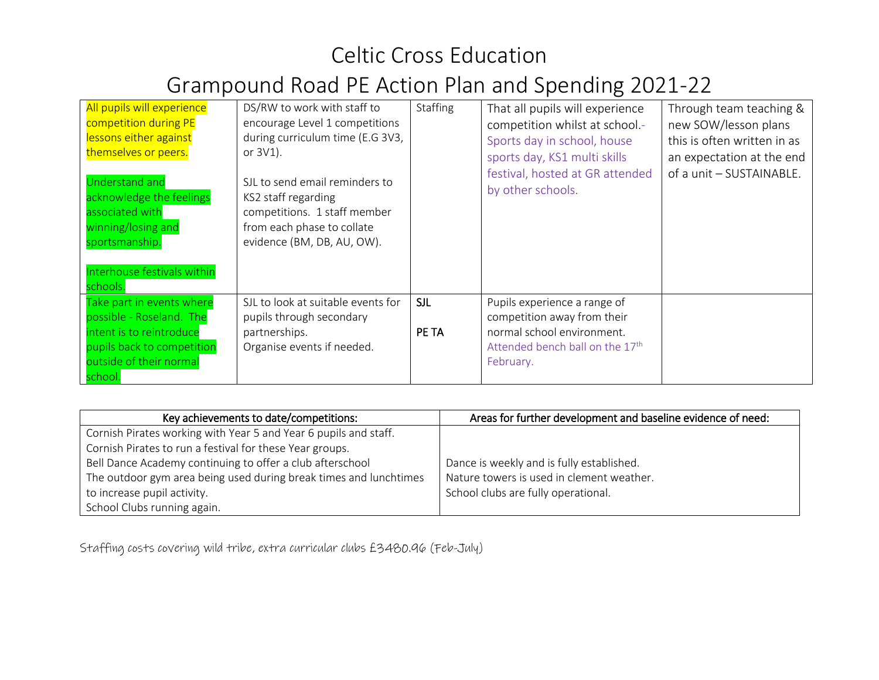# Celtic Cross Education

# Grampound Road PE Action Plan and Spending 2021-22

| | | | | |
|---|---|---|---|---|
| All pupils will experience competition during PE lessons either against themselves or peers.<br><br>Understand and acknowledge the feelings associated with winning/losing and sportsmanship.<br><br>Interhouse festivals within schools. | DS/RW to work with staff to encourage Level 1 competitions during curriculum time (E.G 3V3, or 3V1).<br><br>SJL to send email reminders to KS2 staff regarding competitions. 1 staff member from each phase to collate evidence (BM, DB, AU, OW). | Staffing | That all pupils will experience competition whilst at school.- Sports day in school, house sports day, KS1 multi skills festival, hosted at GR attended by other schools. | Through team teaching & new SOW/lesson plans this is often written in as an expectation at the end of a unit – SUSTAINABLE. |
| Take part in events where possible - Roseland. The intent is to reintroduce pupils back to competition outside of their normal school. | SJL to look at suitable events for pupils through secondary partnerships.<br>Organise events if needed. | SJL<br><br>PE TA | Pupils experience a range of competition away from their normal school environment.<br>Attended bench ball on the 17th February. | |

| Key achievements to date/competitions: | Areas for further development and baseline evidence of need: |
|---|---|
| Cornish Pirates working with Year 5 and Year 6 pupils and staff.<br>Cornish Pirates to run a festival for these Year groups.<br>Bell Dance Academy continuing to offer a club afterschool<br>The outdoor gym area being used during break times and lunchtimes to increase pupil activity.<br>School Clubs running again. | Dance is weekly and is fully established.<br>Nature towers is used in clement weather.<br>School clubs are fully operational. |

Staffing costs covering wild tribe, extra curricular clubs £3480.96 (Feb-July)